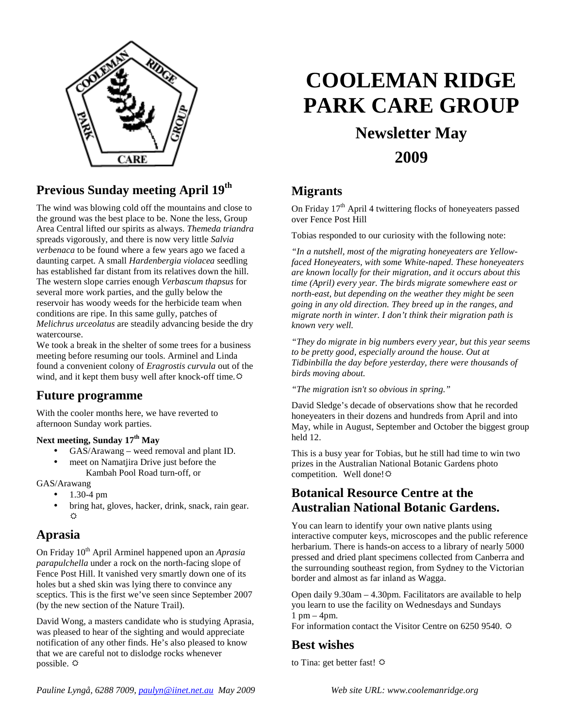# COOLEMAN RIDGE PARK CARE GROUP

## Newsletter May 2009

## Previous Sunday meeting April 19th

The wind was blowing cold off the mountains and close to the ground was the best place to be. None the less, Group Area Central lifted our spirits as always. *Themeda triandra* spreads vigorously, and there is now very little *Salvia verbenaca* to be found where a few years ago we faced a daunting carpet. A small *Hardenbergia violacea* seedling has established far distant from its relatives down the hill. The western slope carries enough *Verbascum thapsus* for several more work parties, and the gully below the reservoir has woody weeds for the herbicide team when conditions are ripe. In this same gully, patches of *Melichrus urceolatus* are steadily advancing beside the dry watercourse.

We took a break in the shelter of some trees for a business meeting before resuming our tools. Arminel and Linda found a convenient colony of *Eragrostis curvula* out of the wind, and it kept them busy well after knock-off time. ☼

## Future programme

With the cooler months here, we have reverted to afternoon Sunday work parties.

**Next meeting, Sunday 17th May**

- GAS/Arawang – weed removal and plant ID.
- meet on Namatjira Drive just before the Kambah Pool Road turn-off, or

GAS/Arawang

- 1.30-4 pm
- bring hat, gloves, hacker, drink, snack, rain gear. ☼

## Aprasia

On Friday 10th April Arminel happened upon an *Aprasia parapulchella* under a rock on the north-facing slope of Fence Post Hill. It vanished very smartly down one of its holes but a shed skin was lying there to convince any sceptics. This is the first we've seen since September 2007 (by the new section of the Nature Trail).

David Wong, a masters candidate who is studying Aprasia, was pleased to hear of the sighting and would appreciate notification of any other finds. He's also pleased to know that we are careful not to dislodge rocks whenever possible. ☼

## Migrants

On Friday 17th April 4 twittering flocks of honeyeaters passed over Fence Post Hill

Tobias responded to our curiosity with the following note:

*"In a nutshell, most of the migrating honeyeaters are Yellow-faced Honeyeaters, with some White-naped. These honeyeaters are known locally for their migration, and it occurs about this time (April) every year. The birds migrate somewhere east or north-east, but depending on the weather they might be seen going in any old direction. They breed up in the ranges, and migrate north in winter. I don't think their migration path is known very well.*

*"They do migrate in big numbers every year, but this year seems to be pretty good, especially around the house. Out at Tidbinbilla the day before yesterday, there were thousands of birds moving about.*

*"The migration isn't so obvious in spring."*

David Sledge's decade of observations show that he recorded honeyeaters in their dozens and hundreds from April and into May, while in August, September and October the biggest group held 12.

This is a busy year for Tobias, but he still had time to win two prizes in the Australian National Botanic Gardens photo competition. Well done! ☼

## Botanical Resource Centre at the Australian National Botanic Gardens.

You can learn to identify your own native plants using interactive computer keys, microscopes and the public reference herbarium. There is hands-on access to a library of nearly 5000 pressed and dried plant specimens collected from Canberra and the surrounding southeast region, from Sydney to the Victorian border and almost as far inland as Wagga.

Open daily 9.30am – 4.30pm. Facilitators are available to help you learn to use the facility on Wednesdays and Sundays 1 pm – 4pm.

For information contact the Visitor Centre on 6250 9540. ☼

## Best wishes

to Tina: get better fast! ☼

*Pauline Lyngå, 6288 7009, paulyn@iinet.net.au May 2009* *Web site URL: www.coolemanridge.org*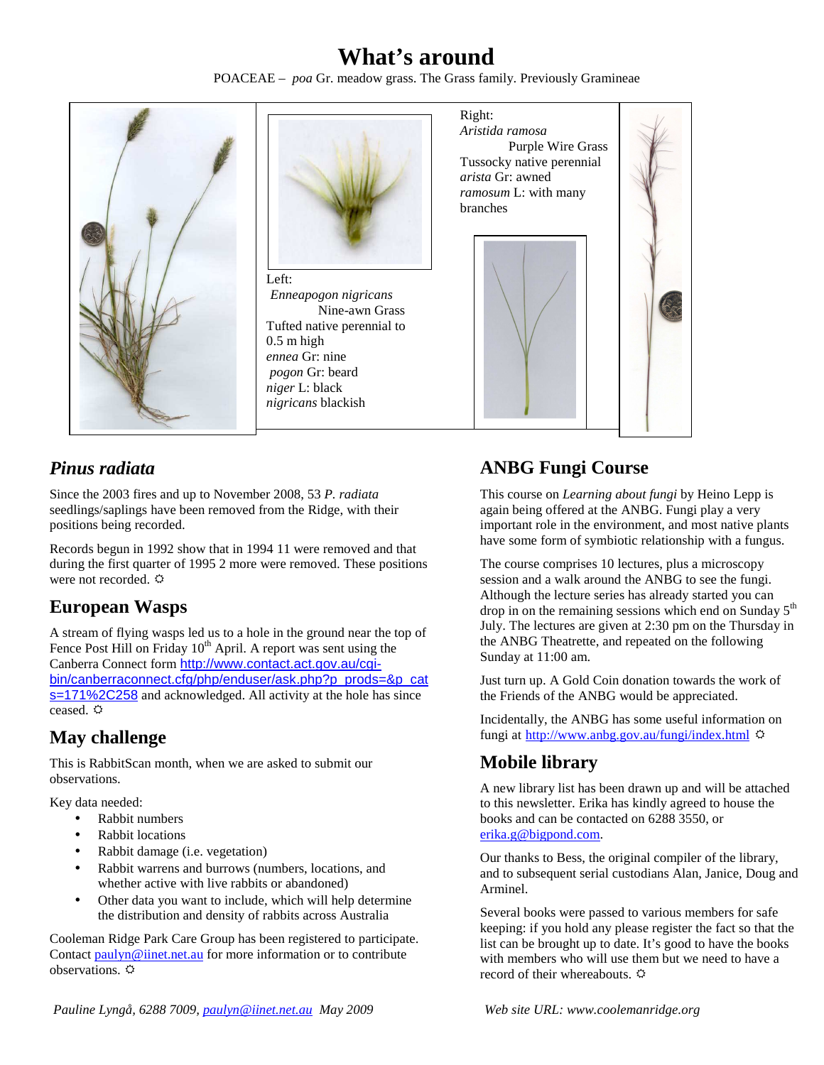# What's around

POACEAE – *poa* Gr. meadow grass. The Grass family. Previously Gramineae

Left:
*Enneapogon nigricans*
Nine-awn Grass
Tufted native perennial to 0.5 m high
*ennea* Gr: nine
*pogon* Gr: beard
*niger* L: black
*nigricans* blackish

Right:
*Aristida ramosa*
Purple Wire Grass
Tussocky native perennial
*arista* Gr: awned
*ramosum* L: with many branches

## *Pinus radiata*

Since the 2003 fires and up to November 2008, 53 *P. radiata* seedlings/saplings have been removed from the Ridge, with their positions being recorded.

Records begun in 1992 show that in 1994 11 were removed and that during the first quarter of 1995 2 more were removed. These positions were not recorded. ☼

## European Wasps

A stream of flying wasps led us to a hole in the ground near the top of Fence Post Hill on Friday 10th April. A report was sent using the Canberra Connect form http://www.contact.act.gov.au/cgi-bin/canberraconnect.cfg/php/enduser/ask.php?p_prods=&p_cats=171%2C258 and acknowledged. All activity at the hole has since ceased. ☼

## May challenge

This is RabbitScan month, when we are asked to submit our observations.

Key data needed:

- Rabbit numbers
- Rabbit locations
- Rabbit damage (i.e. vegetation)
- Rabbit warrens and burrows (numbers, locations, and whether active with live rabbits or abandoned)
- Other data you want to include, which will help determine the distribution and density of rabbits across Australia

Cooleman Ridge Park Care Group has been registered to participate. Contact paulyn@iinet.net.au for more information or to contribute observations. ☼

## ANBG Fungi Course

This course on *Learning about fungi* by Heino Lepp is again being offered at the ANBG. Fungi play a very important role in the environment, and most native plants have some form of symbiotic relationship with a fungus.

The course comprises 10 lectures, plus a microscopy session and a walk around the ANBG to see the fungi. Although the lecture series has already started you can drop in on the remaining sessions which end on Sunday 5th July. The lectures are given at 2:30 pm on the Thursday in the ANBG Theatrette, and repeated on the following Sunday at 11:00 am.

Just turn up. A Gold Coin donation towards the work of the Friends of the ANBG would be appreciated.

Incidentally, the ANBG has some useful information on fungi at http://www.anbg.gov.au/fungi/index.html ☼

## Mobile library

A new library list has been drawn up and will be attached to this newsletter. Erika has kindly agreed to house the books and can be contacted on 6288 3550, or erika.g@bigpond.com.

Our thanks to Bess, the original compiler of the library, and to subsequent serial custodians Alan, Janice, Doug and Arminel.

Several books were passed to various members for safe keeping: if you hold any please register the fact so that the list can be brought up to date. It's good to have the books with members who will use them but we need to have a record of their whereabouts. ☼

*Pauline Lyngå, 6288 7009, paulyn@iinet.net.au May 2009* *Web site URL: www.coolemanridge.org*